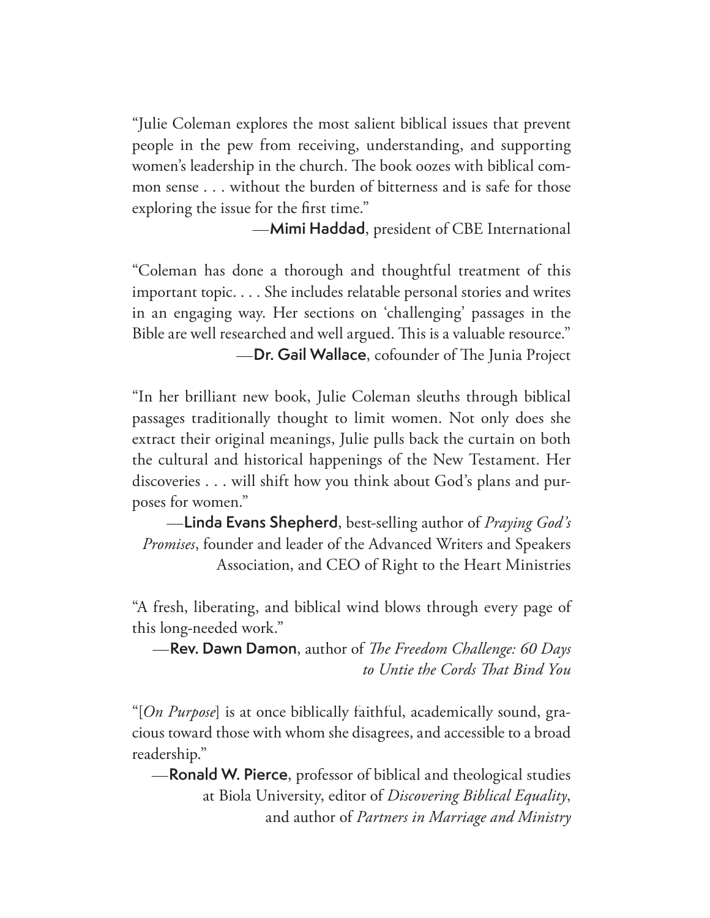"Julie Coleman explores the most salient biblical issues that prevent people in the pew from receiving, understanding, and supporting women's leadership in the church. The book oozes with biblical common sense . . . without the burden of bitterness and is safe for those exploring the issue for the first time."

—**Mimi Haddad**, president of CBE International

"Coleman has done a thorough and thoughtful treatment of this important topic. . . . She includes relatable personal stories and writes in an engaging way. Her sections on 'challenging' passages in the Bible are well researched and well argued. This is a valuable resource."

—**Dr. Gail Wallace**, cofounder of The Junia Project

"In her brilliant new book, Julie Coleman sleuths through biblical passages traditionally thought to limit women. Not only does she extract their original meanings, Julie pulls back the curtain on both the cultural and historical happenings of the New Testament. Her discoveries . . . will shift how you think about God's plans and purposes for women."

—**Linda Evans Shepherd**, best-selling author of *Praying God's Promises*, founder and leader of the Advanced Writers and Speakers Association, and CEO of Right to the Heart Ministries

"A fresh, liberating, and biblical wind blows through every page of this long-needed work."

—**Rev. Dawn Damon**, author of *The Freedom Challenge: 60 Days to Untie the Cords That Bind You*

"[*On Purpose*] is at once biblically faithful, academically sound, gracious toward those with whom she disagrees, and accessible to a broad readership."

—**Ronald W. Pierce**, professor of biblical and theological studies at Biola University, editor of *Discovering Biblical Equality*, and author of *Partners in Marriage and Ministry*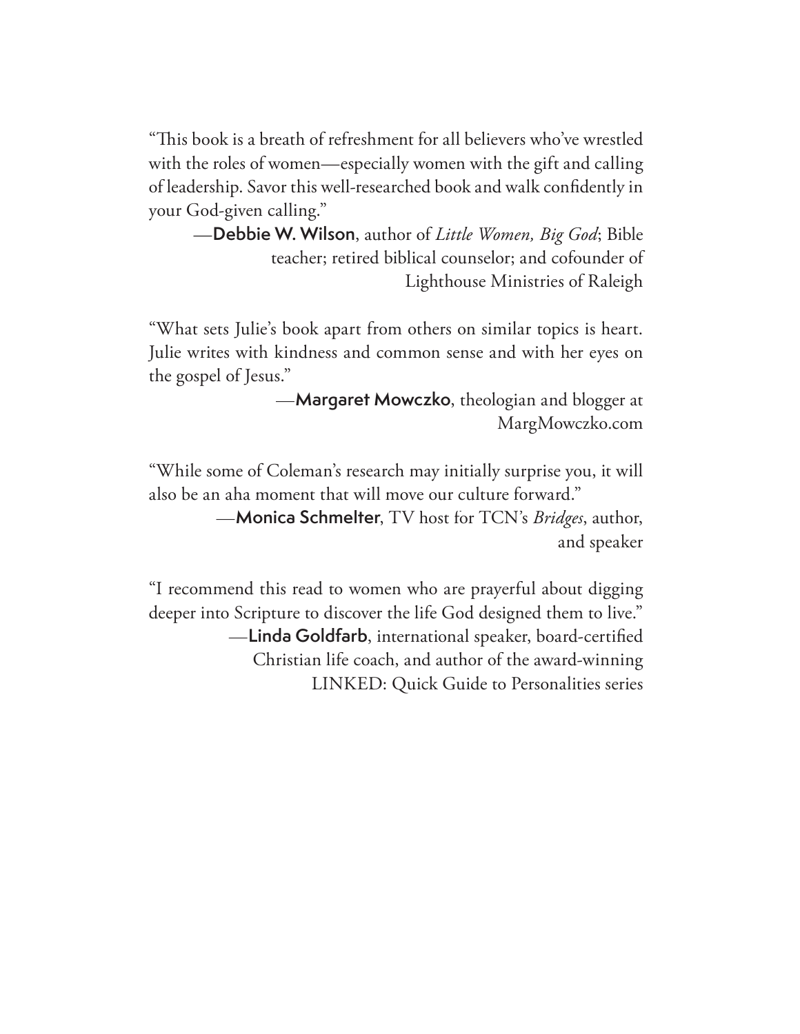"This book is a breath of refreshment for all believers who've wrestled with the roles of women—especially women with the gift and calling of leadership. Savor this well-researched book and walk confidently in your God-given calling."

—**Debbie W. Wilson**, author of *Little Women, Big God*; Bible teacher; retired biblical counselor; and cofounder of Lighthouse Ministries of Raleigh

"What sets Julie's book apart from others on similar topics is heart. Julie writes with kindness and common sense and with her eyes on the gospel of Jesus."

—**Margaret Mowczko**, theologian and blogger at MargMowczko.com

"While some of Coleman's research may initially surprise you, it will also be an aha moment that will move our culture forward."

—**Monica Schmelter**, TV host for TCN's *Bridges*, author, and speaker

"I recommend this read to women who are prayerful about digging deeper into Scripture to discover the life God designed them to live."

—**Linda Goldfarb**, international speaker, board-certified Christian life coach, and author of the award-winning LINKED: Quick Guide to Personalities series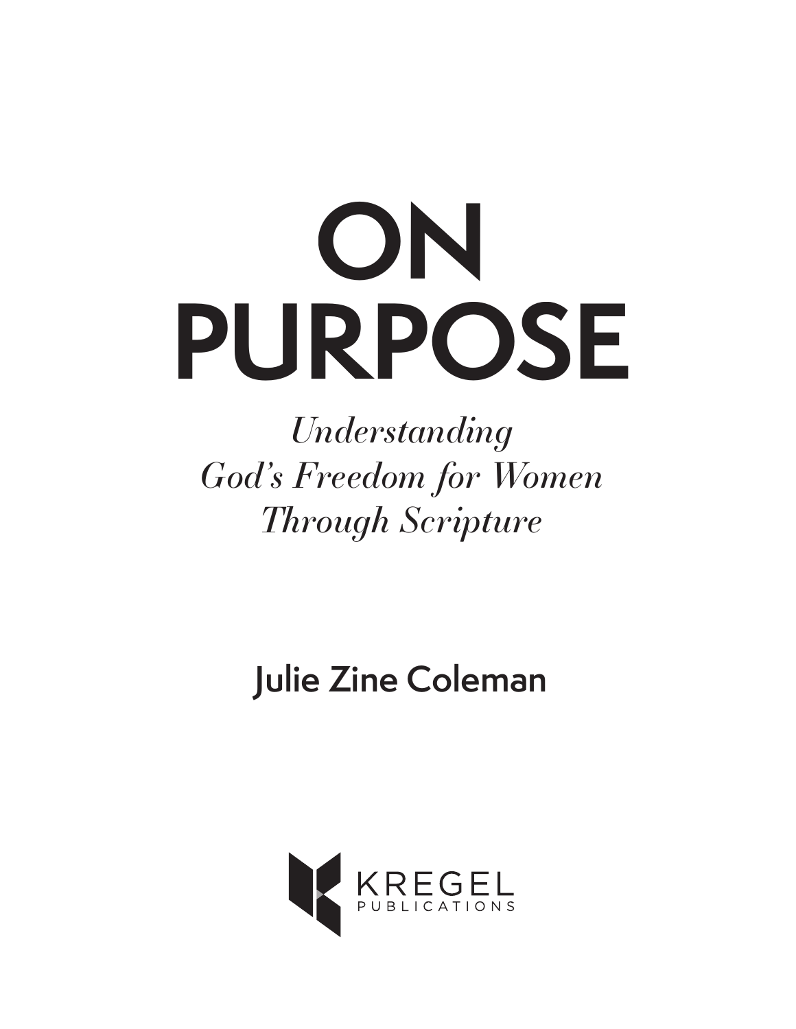# ON PURPOSE

*Understanding God's Freedom for Women Through Scripture*

**Julie Zine Coleman**

KREGEL PUBLICATIONS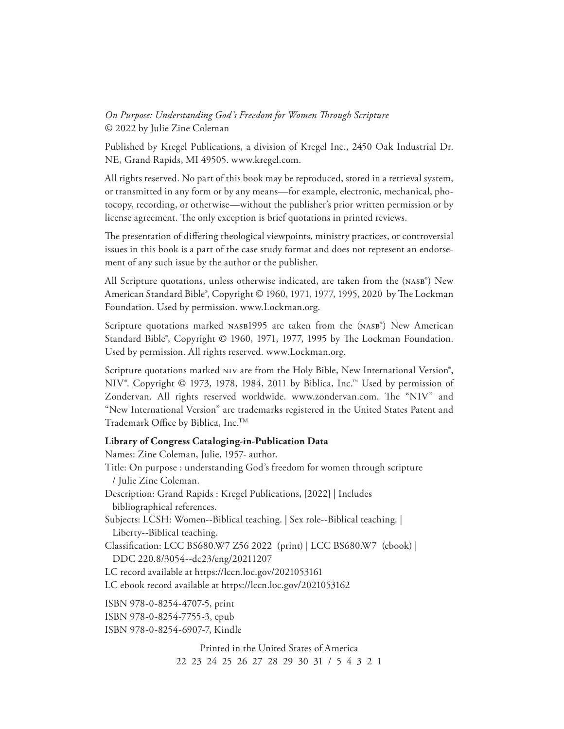*On Purpose: Understanding God's Freedom for Women Through Scripture*
© 2022 by Julie Zine Coleman

Published by Kregel Publications, a division of Kregel Inc., 2450 Oak Industrial Dr. NE, Grand Rapids, MI 49505. www.kregel.com.

All rights reserved. No part of this book may be reproduced, stored in a retrieval system, or transmitted in any form or by any means—for example, electronic, mechanical, photocopy, recording, or otherwise—without the publisher's prior written permission or by license agreement. The only exception is brief quotations in printed reviews.

The presentation of differing theological viewpoints, ministry practices, or controversial issues in this book is a part of the case study format and does not represent an endorsement of any such issue by the author or the publisher.

All Scripture quotations, unless otherwise indicated, are taken from the (NASB®) New American Standard Bible®, Copyright © 1960, 1971, 1977, 1995, 2020 by The Lockman Foundation. Used by permission. www.Lockman.org.

Scripture quotations marked NASB1995 are taken from the (NASB®) New American Standard Bible®, Copyright © 1960, 1971, 1977, 1995 by The Lockman Foundation. Used by permission. All rights reserved. www.Lockman.org.

Scripture quotations marked NIV are from the Holy Bible, New International Version®, NIV®. Copyright © 1973, 1978, 1984, 2011 by Biblica, Inc.™ Used by permission of Zondervan. All rights reserved worldwide. www.zondervan.com. The "NIV" and "New International Version" are trademarks registered in the United States Patent and Trademark Office by Biblica, Inc.™

**Library of Congress Cataloging-in-Publication Data**

Names: Zine Coleman, Julie, 1957- author.
Title: On purpose : understanding God's freedom for women through scripture / Julie Zine Coleman.
Description: Grand Rapids : Kregel Publications, [2022] | Includes bibliographical references.
Subjects: LCSH: Women--Biblical teaching. | Sex role--Biblical teaching. | Liberty--Biblical teaching.
Classification: LCC BS680.W7 Z56 2022 (print) | LCC BS680.W7 (ebook) | DDC 220.8/3054--dc23/eng/20211207
LC record available at https://lccn.loc.gov/2021053161
LC ebook record available at https://lccn.loc.gov/2021053162

ISBN 978-0-8254-4707-5, print
ISBN 978-0-8254-7755-3, epub
ISBN 978-0-8254-6907-7, Kindle

Printed in the United States of America
22 23 24 25 26 27 28 29 30 31 / 5 4 3 2 1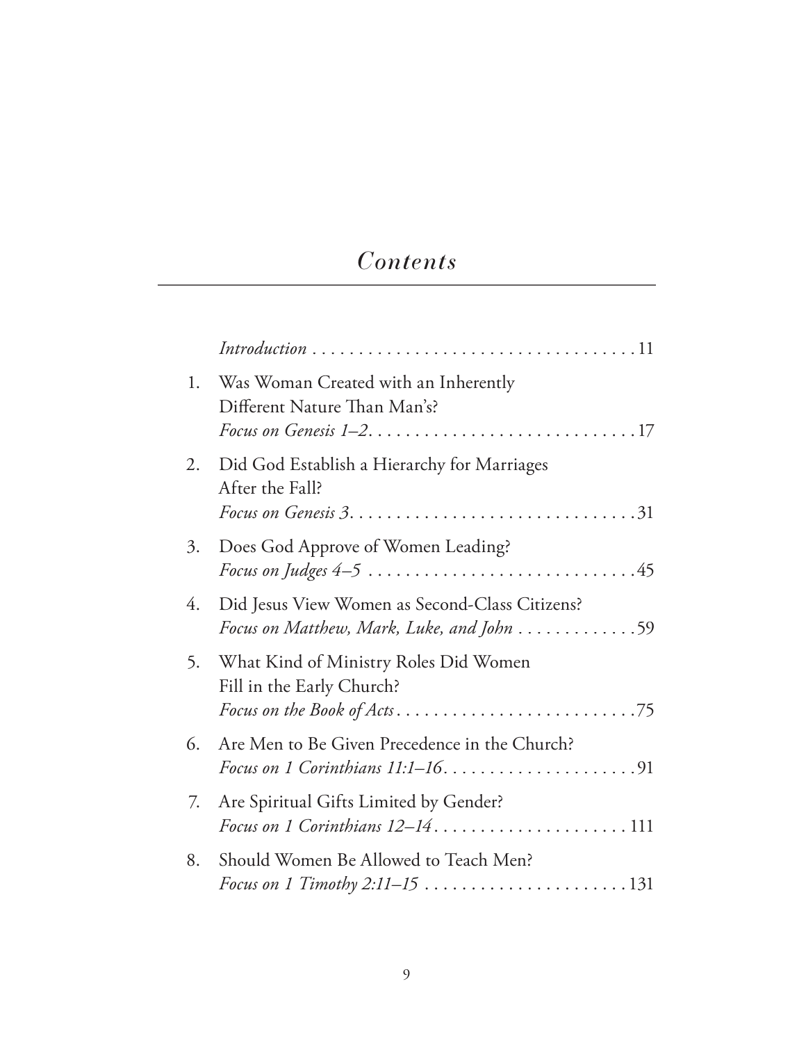# *Contents*

*Introduction* . . . . . . . . . . . . . . . . . . . . . . . . . . . . . . . . . . . 11

1. Was Woman Created with an Inherently Different Nature Than Man's?
   *Focus on Genesis 1–2*. . . . . . . . . . . . . . . . . . . . . . . . . . . . 17

2. Did God Establish a Hierarchy for Marriages After the Fall?
   *Focus on Genesis 3*. . . . . . . . . . . . . . . . . . . . . . . . . . . . . . 31

3. Does God Approve of Women Leading?
   *Focus on Judges 4–5* . . . . . . . . . . . . . . . . . . . . . . . . . . . . 45

4. Did Jesus View Women as Second-Class Citizens?
   *Focus on Matthew, Mark, Luke, and John* . . . . . . . . . . . . . 59

5. What Kind of Ministry Roles Did Women Fill in the Early Church?
   *Focus on the Book of Acts* . . . . . . . . . . . . . . . . . . . . . . . . . 75

6. Are Men to Be Given Precedence in the Church?
   *Focus on 1 Corinthians 11:1–16*. . . . . . . . . . . . . . . . . . . . . 91

7. Are Spiritual Gifts Limited by Gender?
   *Focus on 1 Corinthians 12–14* . . . . . . . . . . . . . . . . . . . . . 111

8. Should Women Be Allowed to Teach Men?
   *Focus on 1 Timothy 2:11–15* . . . . . . . . . . . . . . . . . . . . . . 131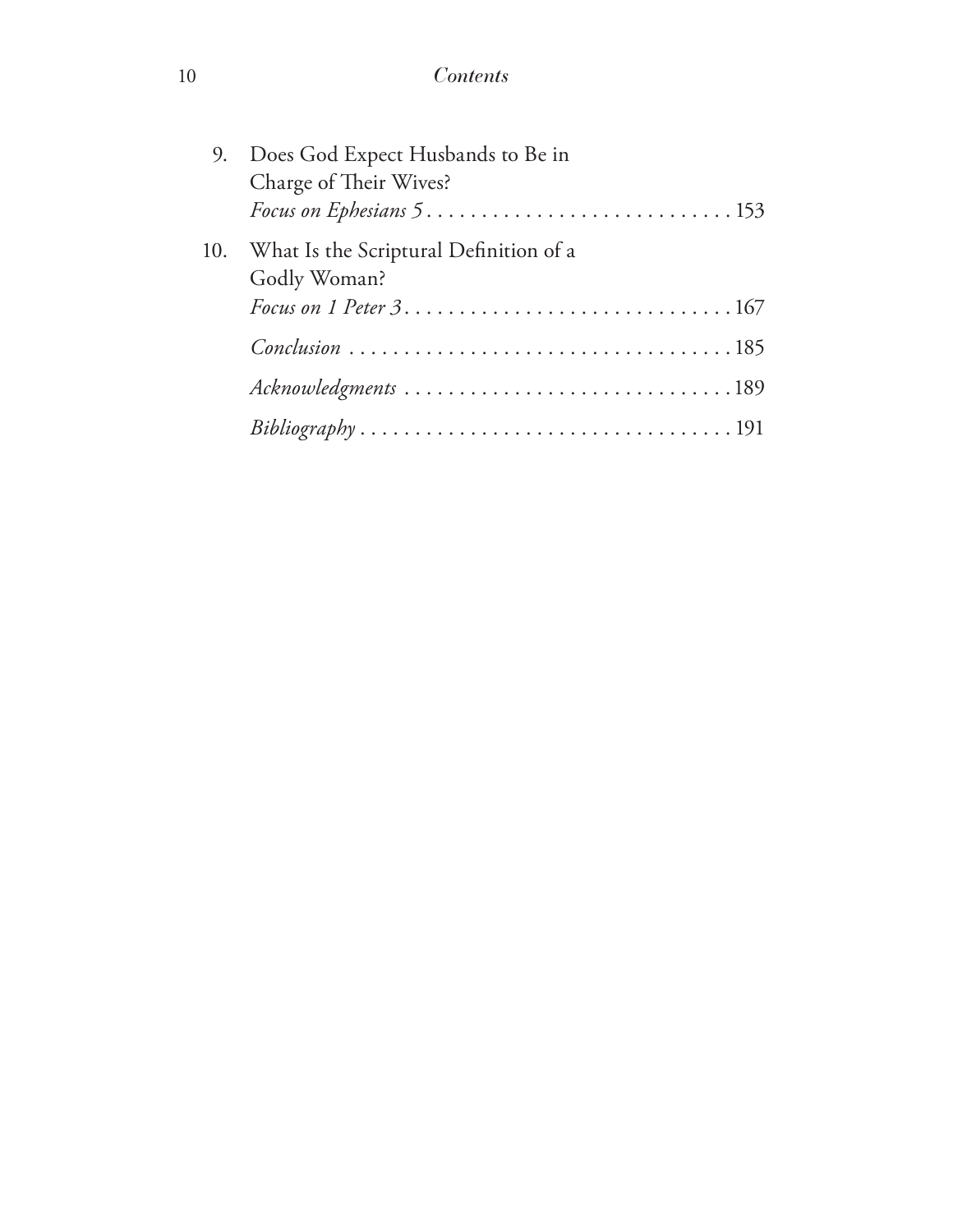9. Does God Expect Husbands to Be in Charge of Their Wives?
   *Focus on Ephesians 5* . . . . . . . . . . . . . . . . . . . . . . . . . . . 153

10. What Is the Scriptural Definition of a Godly Woman?
    *Focus on 1 Peter 3* . . . . . . . . . . . . . . . . . . . . . . . . . . . . . 167

    *Conclusion* . . . . . . . . . . . . . . . . . . . . . . . . . . . . . . . . . . 185

    *Acknowledgments* . . . . . . . . . . . . . . . . . . . . . . . . . . . . . 189

    *Bibliography* . . . . . . . . . . . . . . . . . . . . . . . . . . . . . . . . 191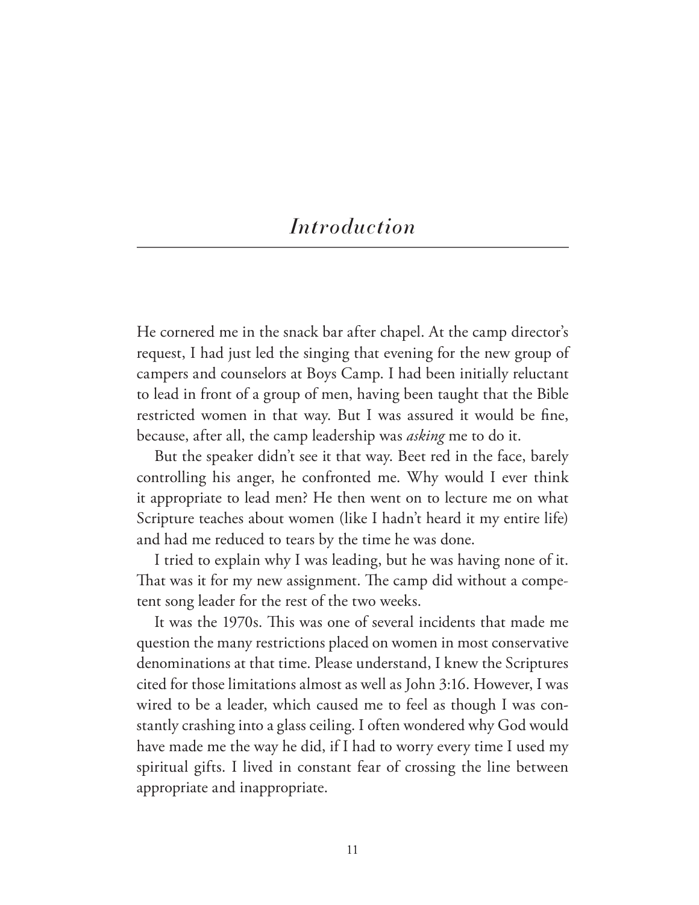# *Introduction*

He cornered me in the snack bar after chapel. At the camp director's request, I had just led the singing that evening for the new group of campers and counselors at Boys Camp. I had been initially reluctant to lead in front of a group of men, having been taught that the Bible restricted women in that way. But I was assured it would be fine, because, after all, the camp leadership was *asking* me to do it.

But the speaker didn't see it that way. Beet red in the face, barely controlling his anger, he confronted me. Why would I ever think it appropriate to lead men? He then went on to lecture me on what Scripture teaches about women (like I hadn't heard it my entire life) and had me reduced to tears by the time he was done.

I tried to explain why I was leading, but he was having none of it. That was it for my new assignment. The camp did without a competent song leader for the rest of the two weeks.

It was the 1970s. This was one of several incidents that made me question the many restrictions placed on women in most conservative denominations at that time. Please understand, I knew the Scriptures cited for those limitations almost as well as John 3:16. However, I was wired to be a leader, which caused me to feel as though I was constantly crashing into a glass ceiling. I often wondered why God would have made me the way he did, if I had to worry every time I used my spiritual gifts. I lived in constant fear of crossing the line between appropriate and inappropriate.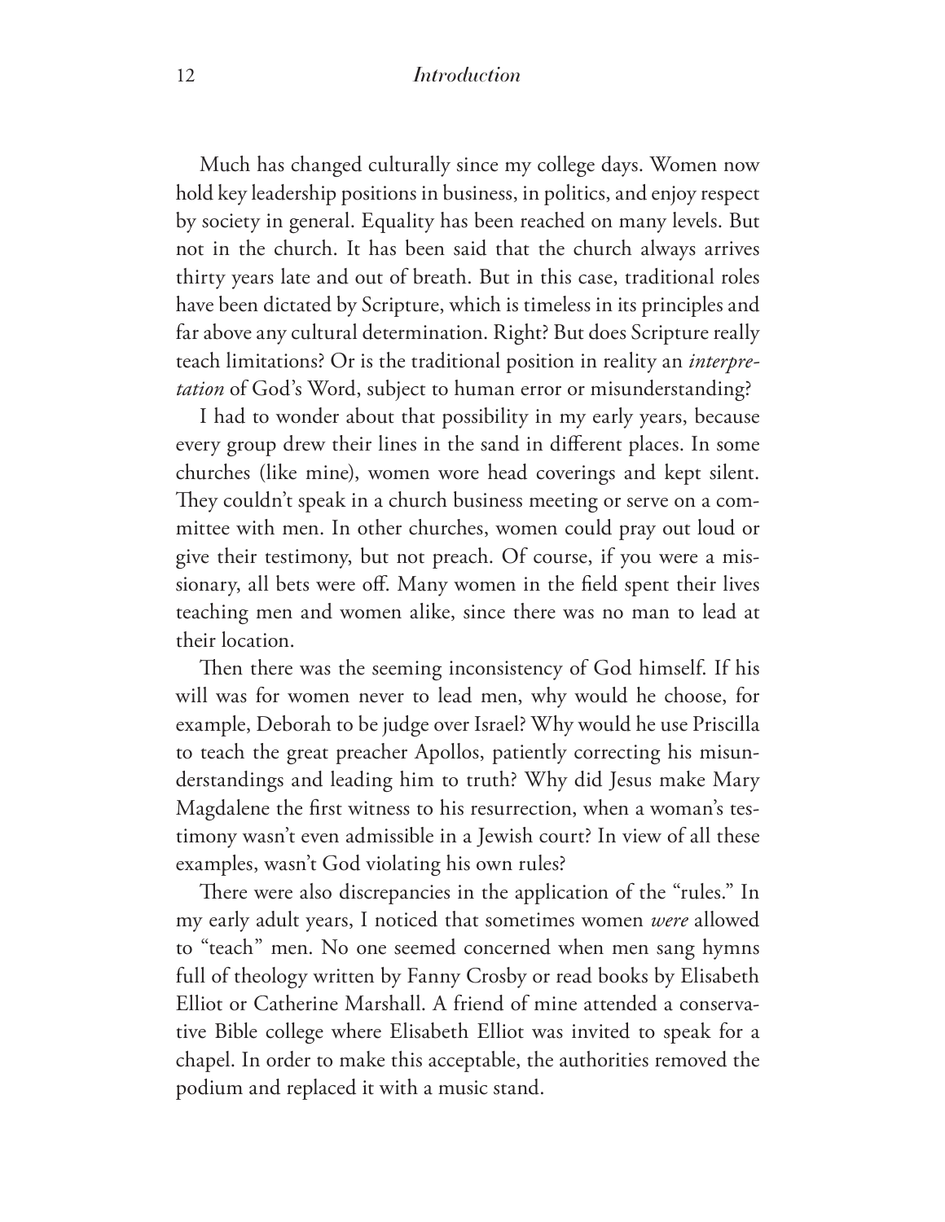Much has changed culturally since my college days. Women now hold key leadership positions in business, in politics, and enjoy respect by society in general. Equality has been reached on many levels. But not in the church. It has been said that the church always arrives thirty years late and out of breath. But in this case, traditional roles have been dictated by Scripture, which is timeless in its principles and far above any cultural determination. Right? But does Scripture really teach limitations? Or is the traditional position in reality an *interpretation* of God's Word, subject to human error or misunderstanding?

I had to wonder about that possibility in my early years, because every group drew their lines in the sand in different places. In some churches (like mine), women wore head coverings and kept silent. They couldn't speak in a church business meeting or serve on a committee with men. In other churches, women could pray out loud or give their testimony, but not preach. Of course, if you were a missionary, all bets were off. Many women in the field spent their lives teaching men and women alike, since there was no man to lead at their location.

Then there was the seeming inconsistency of God himself. If his will was for women never to lead men, why would he choose, for example, Deborah to be judge over Israel? Why would he use Priscilla to teach the great preacher Apollos, patiently correcting his misunderstandings and leading him to truth? Why did Jesus make Mary Magdalene the first witness to his resurrection, when a woman's testimony wasn't even admissible in a Jewish court? In view of all these examples, wasn't God violating his own rules?

There were also discrepancies in the application of the "rules." In my early adult years, I noticed that sometimes women *were* allowed to "teach" men. No one seemed concerned when men sang hymns full of theology written by Fanny Crosby or read books by Elisabeth Elliot or Catherine Marshall. A friend of mine attended a conservative Bible college where Elisabeth Elliot was invited to speak for a chapel. In order to make this acceptable, the authorities removed the podium and replaced it with a music stand.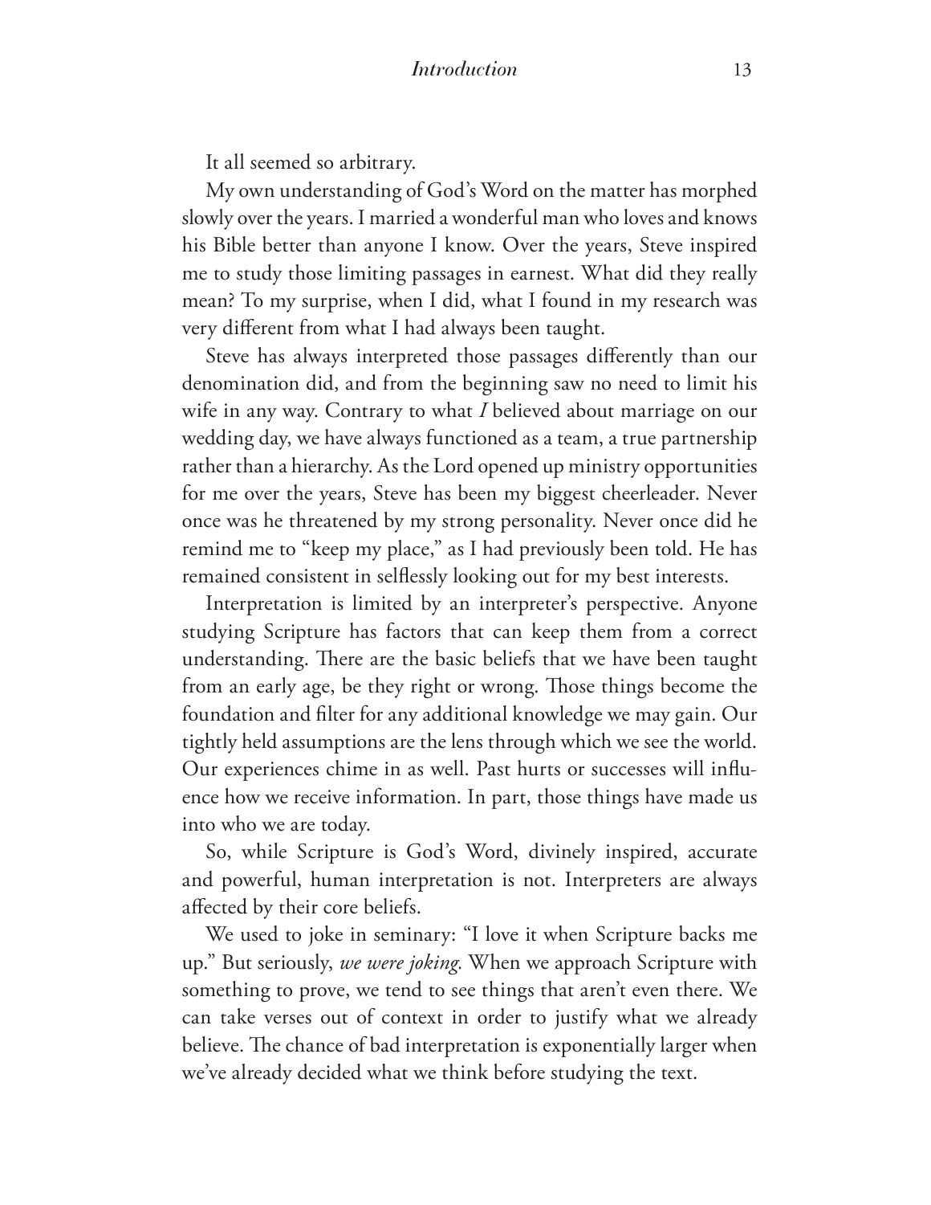It all seemed so arbitrary.

My own understanding of God's Word on the matter has morphed slowly over the years. I married a wonderful man who loves and knows his Bible better than anyone I know. Over the years, Steve inspired me to study those limiting passages in earnest. What did they really mean? To my surprise, when I did, what I found in my research was very different from what I had always been taught.

Steve has always interpreted those passages differently than our denomination did, and from the beginning saw no need to limit his wife in any way. Contrary to what *I* believed about marriage on our wedding day, we have always functioned as a team, a true partnership rather than a hierarchy. As the Lord opened up ministry opportunities for me over the years, Steve has been my biggest cheerleader. Never once was he threatened by my strong personality. Never once did he remind me to "keep my place," as I had previously been told. He has remained consistent in selflessly looking out for my best interests.

Interpretation is limited by an interpreter's perspective. Anyone studying Scripture has factors that can keep them from a correct understanding. There are the basic beliefs that we have been taught from an early age, be they right or wrong. Those things become the foundation and filter for any additional knowledge we may gain. Our tightly held assumptions are the lens through which we see the world. Our experiences chime in as well. Past hurts or successes will influence how we receive information. In part, those things have made us into who we are today.

So, while Scripture is God's Word, divinely inspired, accurate and powerful, human interpretation is not. Interpreters are always affected by their core beliefs.

We used to joke in seminary: "I love it when Scripture backs me up." But seriously, *we were joking*. When we approach Scripture with something to prove, we tend to see things that aren't even there. We can take verses out of context in order to justify what we already believe. The chance of bad interpretation is exponentially larger when we've already decided what we think before studying the text.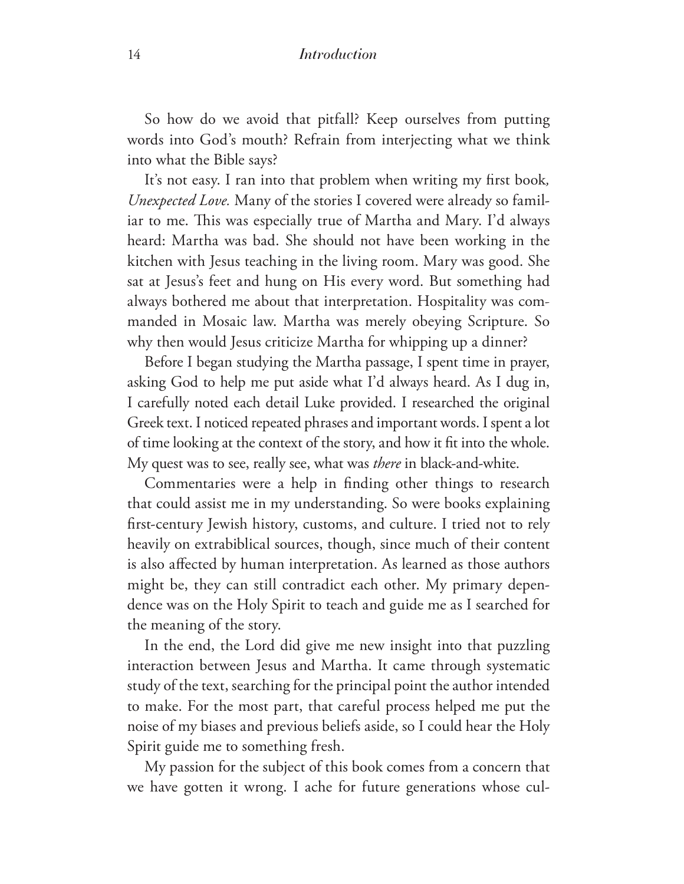So how do we avoid that pitfall? Keep ourselves from putting words into God's mouth? Refrain from interjecting what we think into what the Bible says?

It's not easy. I ran into that problem when writing my first book, *Unexpected Love.* Many of the stories I covered were already so familiar to me. This was especially true of Martha and Mary. I'd always heard: Martha was bad. She should not have been working in the kitchen with Jesus teaching in the living room. Mary was good. She sat at Jesus's feet and hung on His every word. But something had always bothered me about that interpretation. Hospitality was commanded in Mosaic law. Martha was merely obeying Scripture. So why then would Jesus criticize Martha for whipping up a dinner?

Before I began studying the Martha passage, I spent time in prayer, asking God to help me put aside what I'd always heard. As I dug in, I carefully noted each detail Luke provided. I researched the original Greek text. I noticed repeated phrases and important words. I spent a lot of time looking at the context of the story, and how it fit into the whole. My quest was to see, really see, what was *there* in black-and-white.

Commentaries were a help in finding other things to research that could assist me in my understanding. So were books explaining first-century Jewish history, customs, and culture. I tried not to rely heavily on extrabiblical sources, though, since much of their content is also affected by human interpretation. As learned as those authors might be, they can still contradict each other. My primary dependence was on the Holy Spirit to teach and guide me as I searched for the meaning of the story.

In the end, the Lord did give me new insight into that puzzling interaction between Jesus and Martha. It came through systematic study of the text, searching for the principal point the author intended to make. For the most part, that careful process helped me put the noise of my biases and previous beliefs aside, so I could hear the Holy Spirit guide me to something fresh.

My passion for the subject of this book comes from a concern that we have gotten it wrong. I ache for future generations whose cul-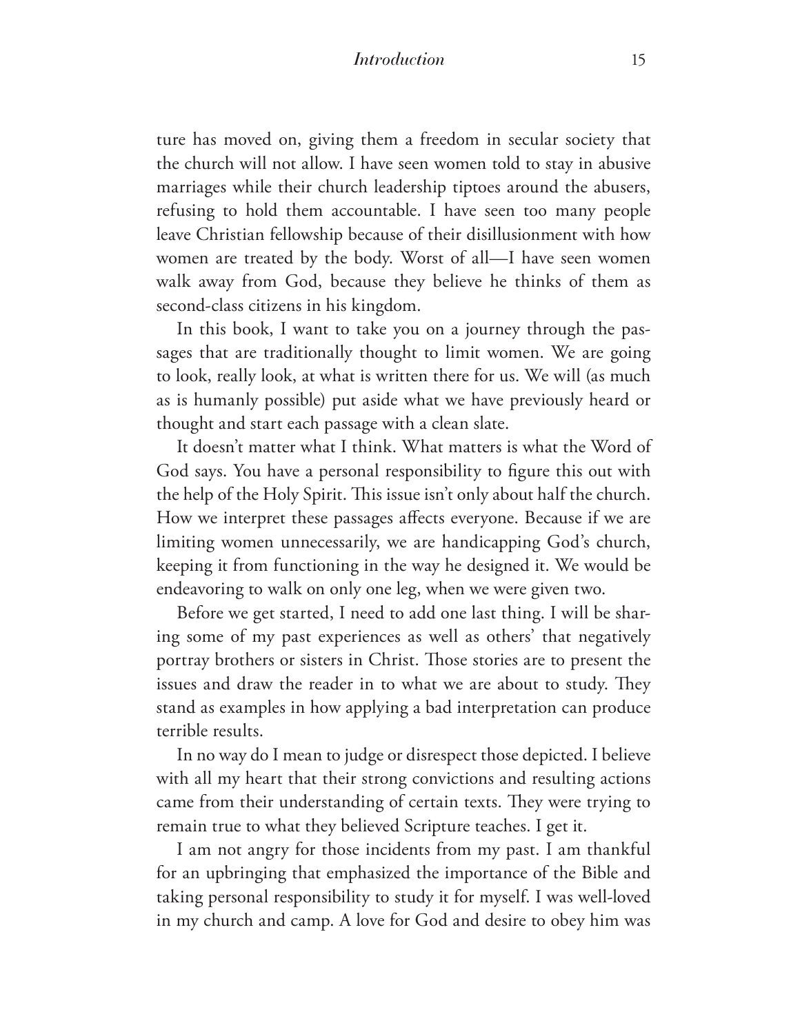ture has moved on, giving them a freedom in secular society that the church will not allow. I have seen women told to stay in abusive marriages while their church leadership tiptoes around the abusers, refusing to hold them accountable. I have seen too many people leave Christian fellowship because of their disillusionment with how women are treated by the body. Worst of all—I have seen women walk away from God, because they believe he thinks of them as second-class citizens in his kingdom.

In this book, I want to take you on a journey through the passages that are traditionally thought to limit women. We are going to look, really look, at what is written there for us. We will (as much as is humanly possible) put aside what we have previously heard or thought and start each passage with a clean slate.

It doesn't matter what I think. What matters is what the Word of God says. You have a personal responsibility to figure this out with the help of the Holy Spirit. This issue isn't only about half the church. How we interpret these passages affects everyone. Because if we are limiting women unnecessarily, we are handicapping God's church, keeping it from functioning in the way he designed it. We would be endeavoring to walk on only one leg, when we were given two.

Before we get started, I need to add one last thing. I will be sharing some of my past experiences as well as others' that negatively portray brothers or sisters in Christ. Those stories are to present the issues and draw the reader in to what we are about to study. They stand as examples in how applying a bad interpretation can produce terrible results.

In no way do I mean to judge or disrespect those depicted. I believe with all my heart that their strong convictions and resulting actions came from their understanding of certain texts. They were trying to remain true to what they believed Scripture teaches. I get it.

I am not angry for those incidents from my past. I am thankful for an upbringing that emphasized the importance of the Bible and taking personal responsibility to study it for myself. I was well-loved in my church and camp. A love for God and desire to obey him was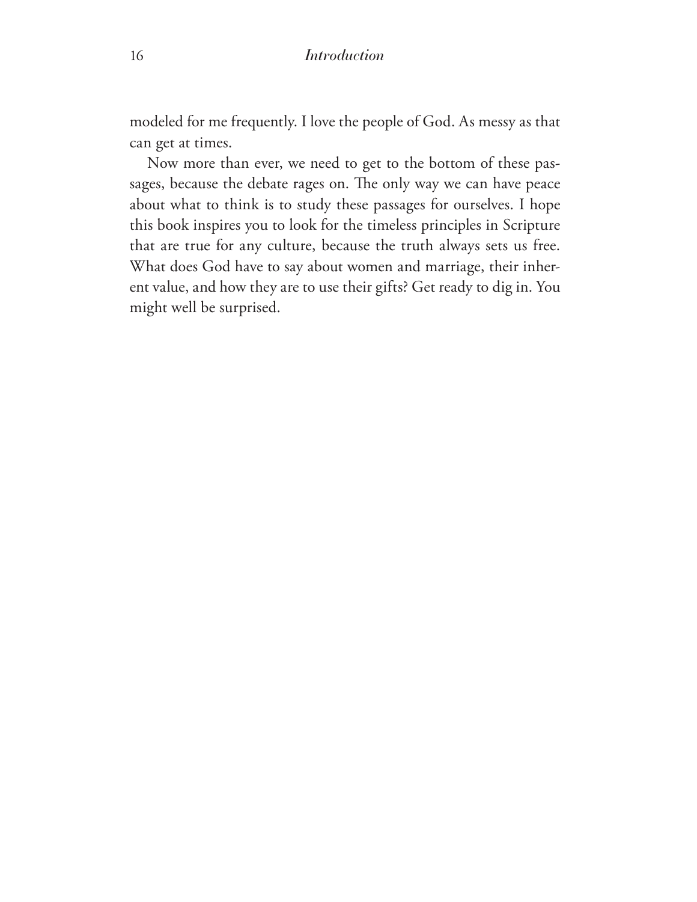modeled for me frequently. I love the people of God. As messy as that can get at times.

Now more than ever, we need to get to the bottom of these passages, because the debate rages on. The only way we can have peace about what to think is to study these passages for ourselves. I hope this book inspires you to look for the timeless principles in Scripture that are true for any culture, because the truth always sets us free. What does God have to say about women and marriage, their inherent value, and how they are to use their gifts? Get ready to dig in. You might well be surprised.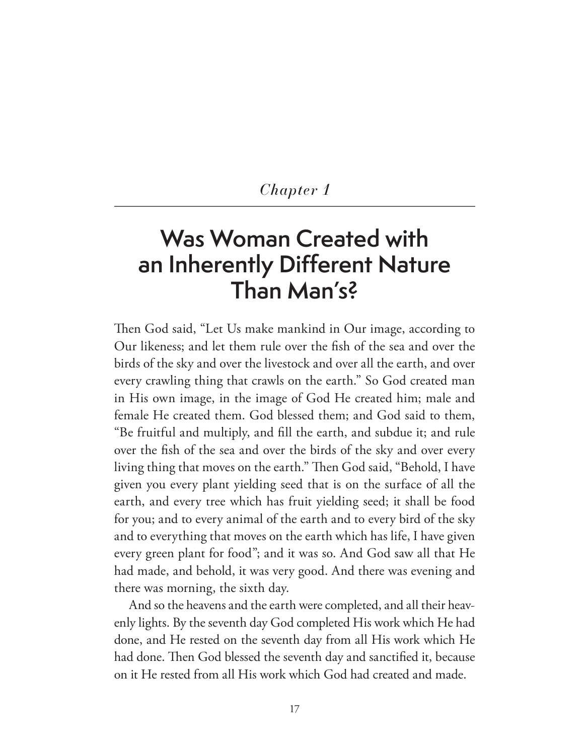*Chapter 1*

# Was Woman Created with an Inherently Different Nature Than Man's?

Then God said, "Let Us make mankind in Our image, according to Our likeness; and let them rule over the fish of the sea and over the birds of the sky and over the livestock and over all the earth, and over every crawling thing that crawls on the earth." So God created man in His own image, in the image of God He created him; male and female He created them. God blessed them; and God said to them, "Be fruitful and multiply, and fill the earth, and subdue it; and rule over the fish of the sea and over the birds of the sky and over every living thing that moves on the earth." Then God said, "Behold, I have given you every plant yielding seed that is on the surface of all the earth, and every tree which has fruit yielding seed; it shall be food for you; and to every animal of the earth and to every bird of the sky and to everything that moves on the earth which has life, I have given every green plant for food"; and it was so. And God saw all that He had made, and behold, it was very good. And there was evening and there was morning, the sixth day.

And so the heavens and the earth were completed, and all their heavenly lights. By the seventh day God completed His work which He had done, and He rested on the seventh day from all His work which He had done. Then God blessed the seventh day and sanctified it, because on it He rested from all His work which God had created and made.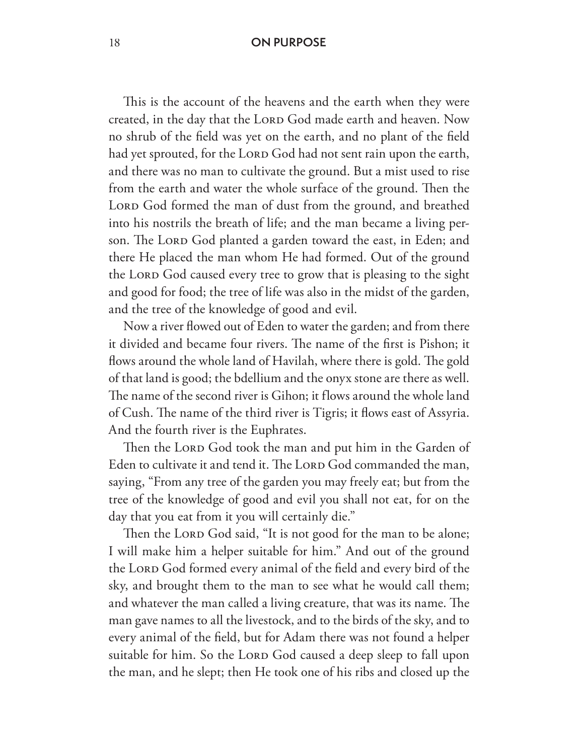This is the account of the heavens and the earth when they were created, in the day that the Lord God made earth and heaven. Now no shrub of the field was yet on the earth, and no plant of the field had yet sprouted, for the Lord God had not sent rain upon the earth, and there was no man to cultivate the ground. But a mist used to rise from the earth and water the whole surface of the ground. Then the Lord God formed the man of dust from the ground, and breathed into his nostrils the breath of life; and the man became a living person. The Lord God planted a garden toward the east, in Eden; and there He placed the man whom He had formed. Out of the ground the Lord God caused every tree to grow that is pleasing to the sight and good for food; the tree of life was also in the midst of the garden, and the tree of the knowledge of good and evil.

Now a river flowed out of Eden to water the garden; and from there it divided and became four rivers. The name of the first is Pishon; it flows around the whole land of Havilah, where there is gold. The gold of that land is good; the bdellium and the onyx stone are there as well. The name of the second river is Gihon; it flows around the whole land of Cush. The name of the third river is Tigris; it flows east of Assyria. And the fourth river is the Euphrates.

Then the Lord God took the man and put him in the Garden of Eden to cultivate it and tend it. The Lord God commanded the man, saying, "From any tree of the garden you may freely eat; but from the tree of the knowledge of good and evil you shall not eat, for on the day that you eat from it you will certainly die."

Then the Lord God said, "It is not good for the man to be alone; I will make him a helper suitable for him." And out of the ground the Lord God formed every animal of the field and every bird of the sky, and brought them to the man to see what he would call them; and whatever the man called a living creature, that was its name. The man gave names to all the livestock, and to the birds of the sky, and to every animal of the field, but for Adam there was not found a helper suitable for him. So the Lord God caused a deep sleep to fall upon the man, and he slept; then He took one of his ribs and closed up the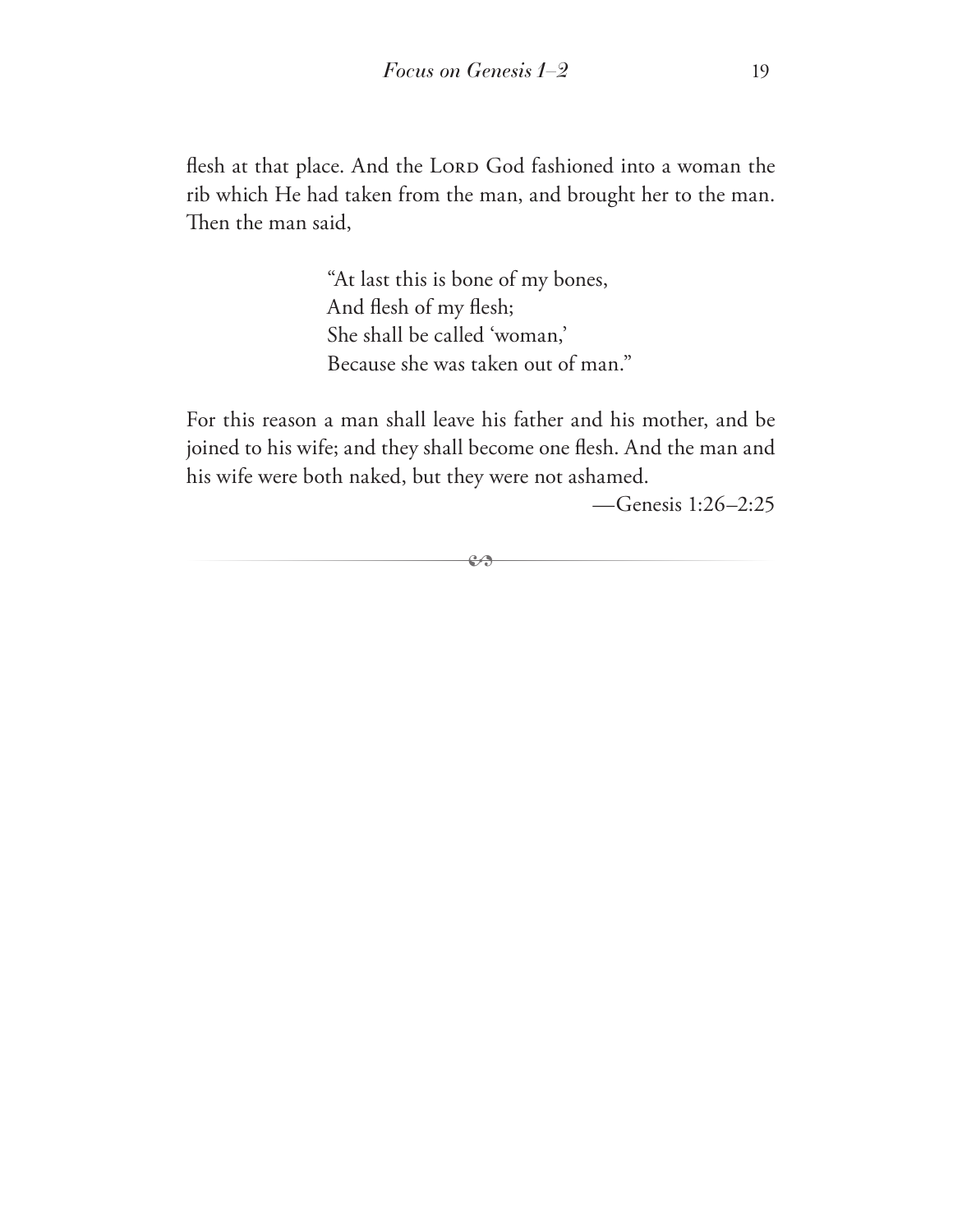flesh at that place. And the LORD God fashioned into a woman the rib which He had taken from the man, and brought her to the man. Then the man said,

> "At last this is bone of my bones,  
> And flesh of my flesh;  
> She shall be called 'woman,'  
> Because she was taken out of man."

For this reason a man shall leave his father and his mother, and be joined to his wife; and they shall become one flesh. And the man and his wife were both naked, but they were not ashamed.

—Genesis 1:26–2:25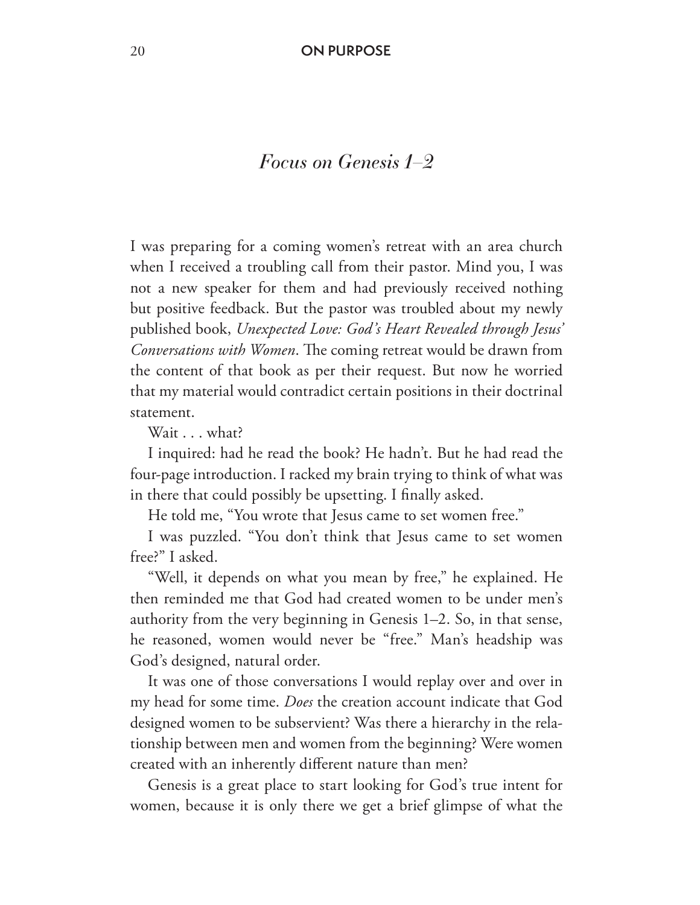## *Focus on Genesis 1–2*

I was preparing for a coming women's retreat with an area church when I received a troubling call from their pastor. Mind you, I was not a new speaker for them and had previously received nothing but positive feedback. But the pastor was troubled about my newly published book, *Unexpected Love: God's Heart Revealed through Jesus' Conversations with Women*. The coming retreat would be drawn from the content of that book as per their request. But now he worried that my material would contradict certain positions in their doctrinal statement.

Wait . . . what?

I inquired: had he read the book? He hadn't. But he had read the four-page introduction. I racked my brain trying to think of what was in there that could possibly be upsetting. I finally asked.

He told me, "You wrote that Jesus came to set women free."

I was puzzled. "You don't think that Jesus came to set women free?" I asked.

"Well, it depends on what you mean by free," he explained. He then reminded me that God had created women to be under men's authority from the very beginning in Genesis 1–2. So, in that sense, he reasoned, women would never be "free." Man's headship was God's designed, natural order.

It was one of those conversations I would replay over and over in my head for some time. *Does* the creation account indicate that God designed women to be subservient? Was there a hierarchy in the relationship between men and women from the beginning? Were women created with an inherently different nature than men?

Genesis is a great place to start looking for God's true intent for women, because it is only there we get a brief glimpse of what the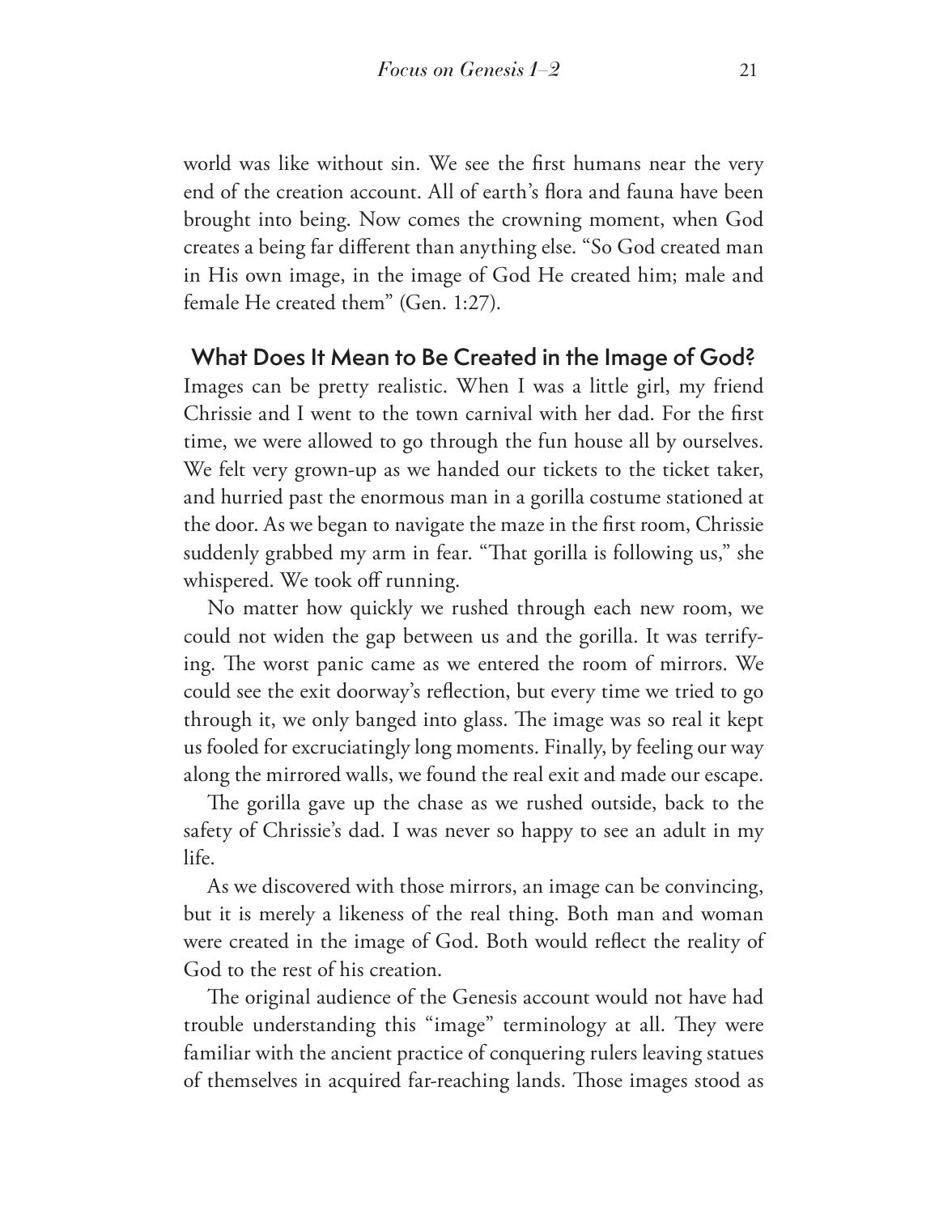world was like without sin. We see the first humans near the very end of the creation account. All of earth's flora and fauna have been brought into being. Now comes the crowning moment, when God creates a being far different than anything else. "So God created man in His own image, in the image of God He created him; male and female He created them" (Gen. 1:27).

## What Does It Mean to Be Created in the Image of God?

Images can be pretty realistic. When I was a little girl, my friend Chrissie and I went to the town carnival with her dad. For the first time, we were allowed to go through the fun house all by ourselves. We felt very grown-up as we handed our tickets to the ticket taker, and hurried past the enormous man in a gorilla costume stationed at the door. As we began to navigate the maze in the first room, Chrissie suddenly grabbed my arm in fear. "That gorilla is following us," she whispered. We took off running.

No matter how quickly we rushed through each new room, we could not widen the gap between us and the gorilla. It was terrifying. The worst panic came as we entered the room of mirrors. We could see the exit doorway's reflection, but every time we tried to go through it, we only banged into glass. The image was so real it kept us fooled for excruciatingly long moments. Finally, by feeling our way along the mirrored walls, we found the real exit and made our escape.

The gorilla gave up the chase as we rushed outside, back to the safety of Chrissie's dad. I was never so happy to see an adult in my life.

As we discovered with those mirrors, an image can be convincing, but it is merely a likeness of the real thing. Both man and woman were created in the image of God. Both would reflect the reality of God to the rest of his creation.

The original audience of the Genesis account would not have had trouble understanding this "image" terminology at all. They were familiar with the ancient practice of conquering rulers leaving statues of themselves in acquired far-reaching lands. Those images stood as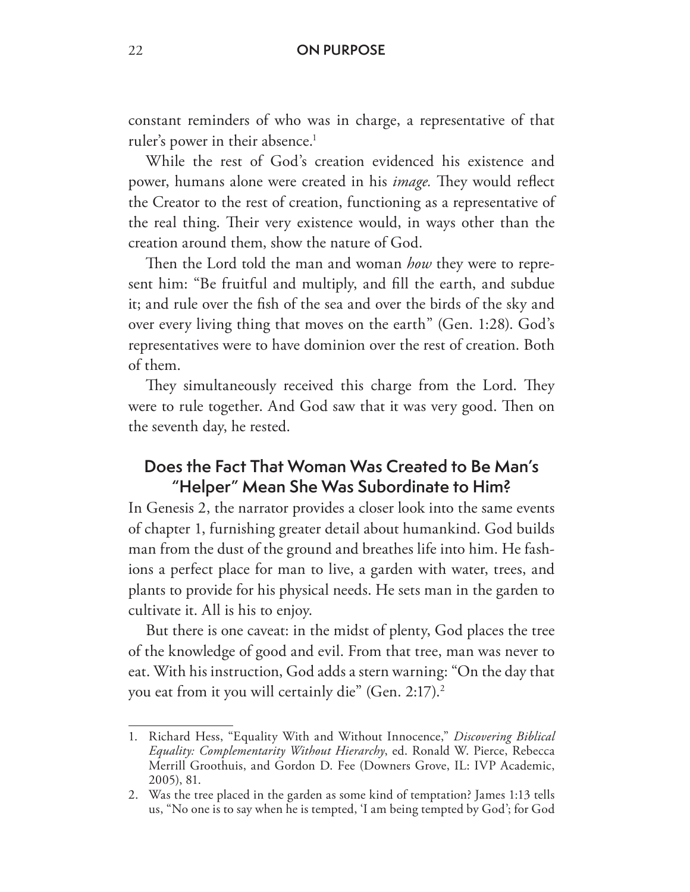constant reminders of who was in charge, a representative of that ruler's power in their absence.[1]

While the rest of God's creation evidenced his existence and power, humans alone were created in his *image.* They would reflect the Creator to the rest of creation, functioning as a representative of the real thing. Their very existence would, in ways other than the creation around them, show the nature of God.

Then the Lord told the man and woman *how* they were to represent him: "Be fruitful and multiply, and fill the earth, and subdue it; and rule over the fish of the sea and over the birds of the sky and over every living thing that moves on the earth" (Gen. 1:28). God's representatives were to have dominion over the rest of creation. Both of them.

They simultaneously received this charge from the Lord. They were to rule together. And God saw that it was very good. Then on the seventh day, he rested.

## Does the Fact That Woman Was Created to Be Man's "Helper" Mean She Was Subordinate to Him?

In Genesis 2, the narrator provides a closer look into the same events of chapter 1, furnishing greater detail about humankind. God builds man from the dust of the ground and breathes life into him. He fashions a perfect place for man to live, a garden with water, trees, and plants to provide for his physical needs. He sets man in the garden to cultivate it. All is his to enjoy.

But there is one caveat: in the midst of plenty, God places the tree of the knowledge of good and evil. From that tree, man was never to eat. With his instruction, God adds a stern warning: "On the day that you eat from it you will certainly die" (Gen. 2:17).[2]

---

1. Richard Hess, "Equality With and Without Innocence," *Discovering Biblical Equality: Complementarity Without Hierarchy*, ed. Ronald W. Pierce, Rebecca Merrill Groothuis, and Gordon D. Fee (Downers Grove, IL: IVP Academic, 2005), 81.
2. Was the tree placed in the garden as some kind of temptation? James 1:13 tells us, "No one is to say when he is tempted, 'I am being tempted by God'; for God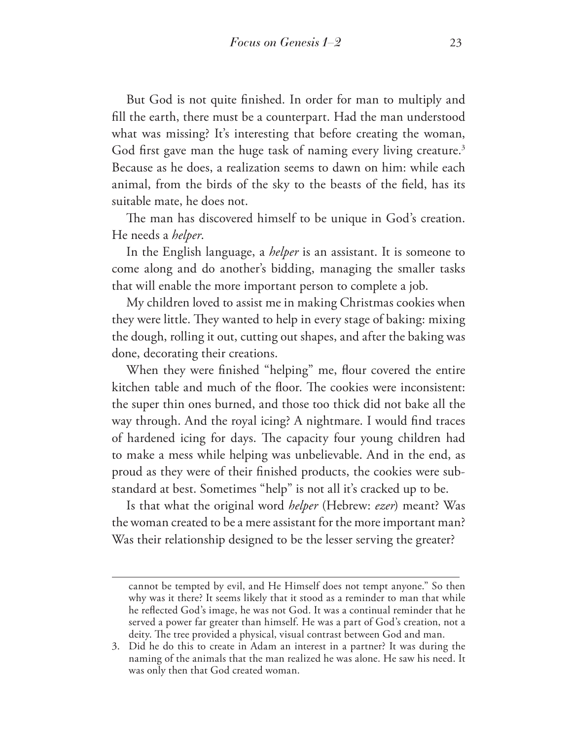But God is not quite finished. In order for man to multiply and fill the earth, there must be a counterpart. Had the man understood what was missing? It's interesting that before creating the woman, God first gave man the huge task of naming every living creature.[3] Because as he does, a realization seems to dawn on him: while each animal, from the birds of the sky to the beasts of the field, has its suitable mate, he does not.

The man has discovered himself to be unique in God's creation. He needs a *helper*.

In the English language, a *helper* is an assistant. It is someone to come along and do another's bidding, managing the smaller tasks that will enable the more important person to complete a job.

My children loved to assist me in making Christmas cookies when they were little. They wanted to help in every stage of baking: mixing the dough, rolling it out, cutting out shapes, and after the baking was done, decorating their creations.

When they were finished "helping" me, flour covered the entire kitchen table and much of the floor. The cookies were inconsistent: the super thin ones burned, and those too thick did not bake all the way through. And the royal icing? A nightmare. I would find traces of hardened icing for days. The capacity four young children had to make a mess while helping was unbelievable. And in the end, as proud as they were of their finished products, the cookies were substandard at best. Sometimes "help" is not all it's cracked up to be.

Is that what the original word *helper* (Hebrew: *ezer*) meant? Was the woman created to be a mere assistant for the more important man? Was their relationship designed to be the lesser serving the greater?

---

cannot be tempted by evil, and He Himself does not tempt anyone." So then why was it there? It seems likely that it stood as a reminder to man that while he reflected God's image, he was not God. It was a continual reminder that he served a power far greater than himself. He was a part of God's creation, not a deity. The tree provided a physical, visual contrast between God and man.

3. Did he do this to create in Adam an interest in a partner? It was during the naming of the animals that the man realized he was alone. He saw his need. It was only then that God created woman.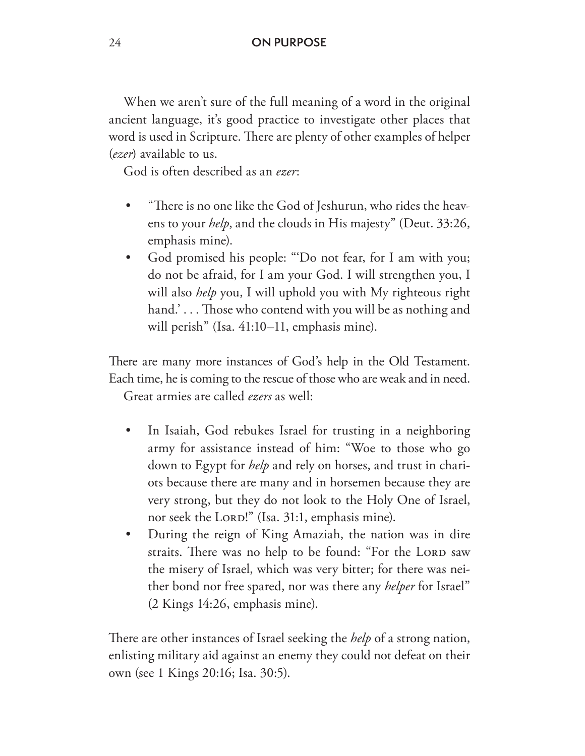When we aren't sure of the full meaning of a word in the original ancient language, it's good practice to investigate other places that word is used in Scripture. There are plenty of other examples of helper (*ezer*) available to us.

God is often described as an *ezer*:

- "There is no one like the God of Jeshurun, who rides the heavens to your *help*, and the clouds in His majesty" (Deut. 33:26, emphasis mine).
- God promised his people: "'Do not fear, for I am with you; do not be afraid, for I am your God. I will strengthen you, I will also *help* you, I will uphold you with My righteous right hand.' . . . Those who contend with you will be as nothing and will perish" (Isa. 41:10–11, emphasis mine).

There are many more instances of God's help in the Old Testament. Each time, he is coming to the rescue of those who are weak and in need.

Great armies are called *ezers* as well:

- In Isaiah, God rebukes Israel for trusting in a neighboring army for assistance instead of him: "Woe to those who go down to Egypt for *help* and rely on horses, and trust in chariots because there are many and in horsemen because they are very strong, but they do not look to the Holy One of Israel, nor seek the LORD!" (Isa. 31:1, emphasis mine).
- During the reign of King Amaziah, the nation was in dire straits. There was no help to be found: "For the LORD saw the misery of Israel, which was very bitter; for there was neither bond nor free spared, nor was there any *helper* for Israel" (2 Kings 14:26, emphasis mine).

There are other instances of Israel seeking the *help* of a strong nation, enlisting military aid against an enemy they could not defeat on their own (see 1 Kings 20:16; Isa. 30:5).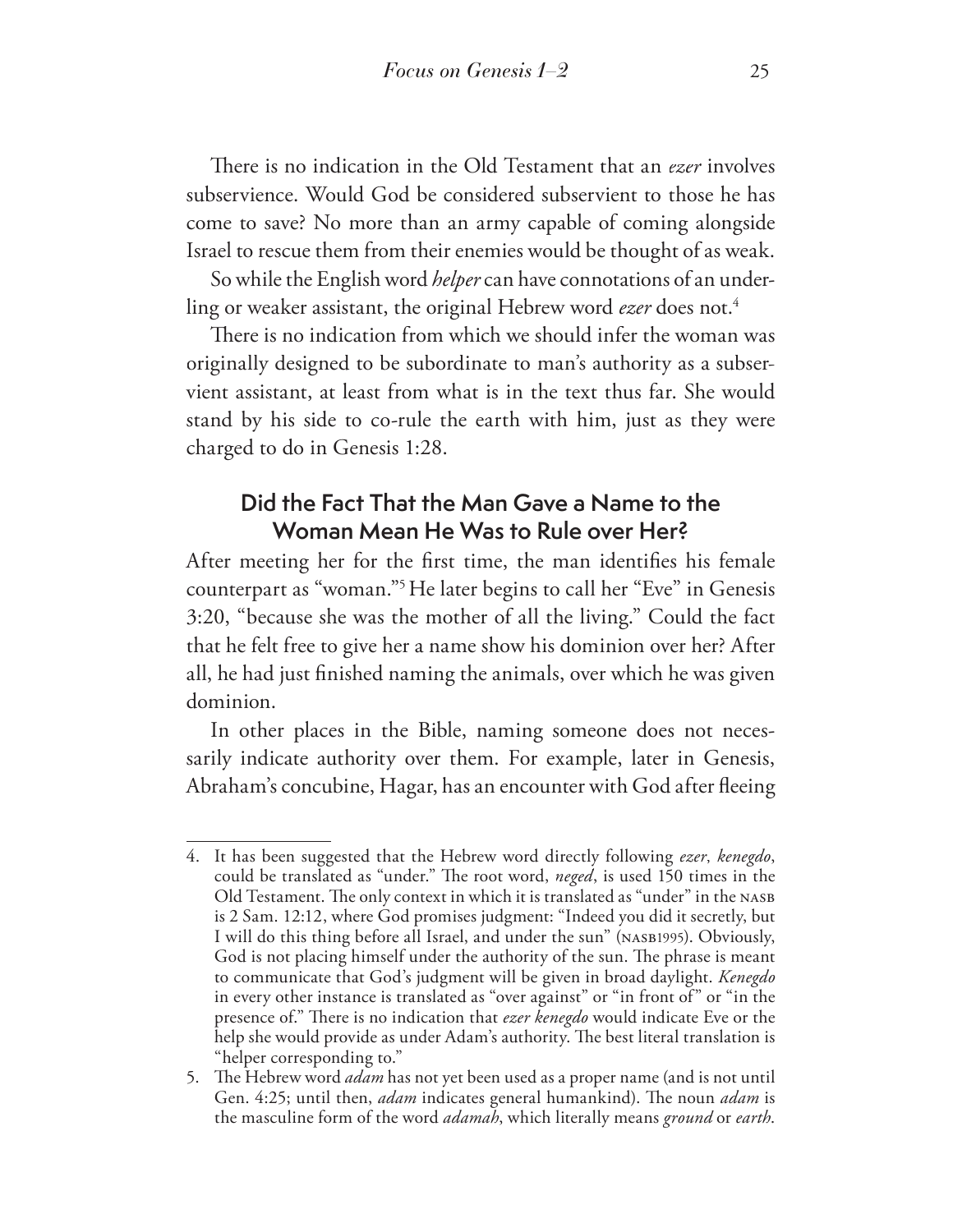There is no indication in the Old Testament that an *ezer* involves subservience. Would God be considered subservient to those he has come to save? No more than an army capable of coming alongside Israel to rescue them from their enemies would be thought of as weak.

So while the English word *helper* can have connotations of an underling or weaker assistant, the original Hebrew word *ezer* does not.[4]

There is no indication from which we should infer the woman was originally designed to be subordinate to man's authority as a subservient assistant, at least from what is in the text thus far. She would stand by his side to co-rule the earth with him, just as they were charged to do in Genesis 1:28.

## Did the Fact That the Man Gave a Name to the Woman Mean He Was to Rule over Her?

After meeting her for the first time, the man identifies his female counterpart as "woman."[5] He later begins to call her "Eve" in Genesis 3:20, "because she was the mother of all the living." Could the fact that he felt free to give her a name show his dominion over her? After all, he had just finished naming the animals, over which he was given dominion.

In other places in the Bible, naming someone does not necessarily indicate authority over them. For example, later in Genesis, Abraham's concubine, Hagar, has an encounter with God after fleeing

---

4. It has been suggested that the Hebrew word directly following *ezer*, *kenegdo*, could be translated as "under." The root word, *neged*, is used 150 times in the Old Testament. The only context in which it is translated as "under" in the NASB is 2 Sam. 12:12, where God promises judgment: "Indeed you did it secretly, but I will do this thing before all Israel, and under the sun" (NASB1995). Obviously, God is not placing himself under the authority of the sun. The phrase is meant to communicate that God's judgment will be given in broad daylight. *Kenegdo* in every other instance is translated as "over against" or "in front of" or "in the presence of." There is no indication that *ezer kenegdo* would indicate Eve or the help she would provide as under Adam's authority. The best literal translation is "helper corresponding to."

5. The Hebrew word *adam* has not yet been used as a proper name (and is not until Gen. 4:25; until then, *adam* indicates general humankind). The noun *adam* is the masculine form of the word *adamah*, which literally means *ground* or *earth*.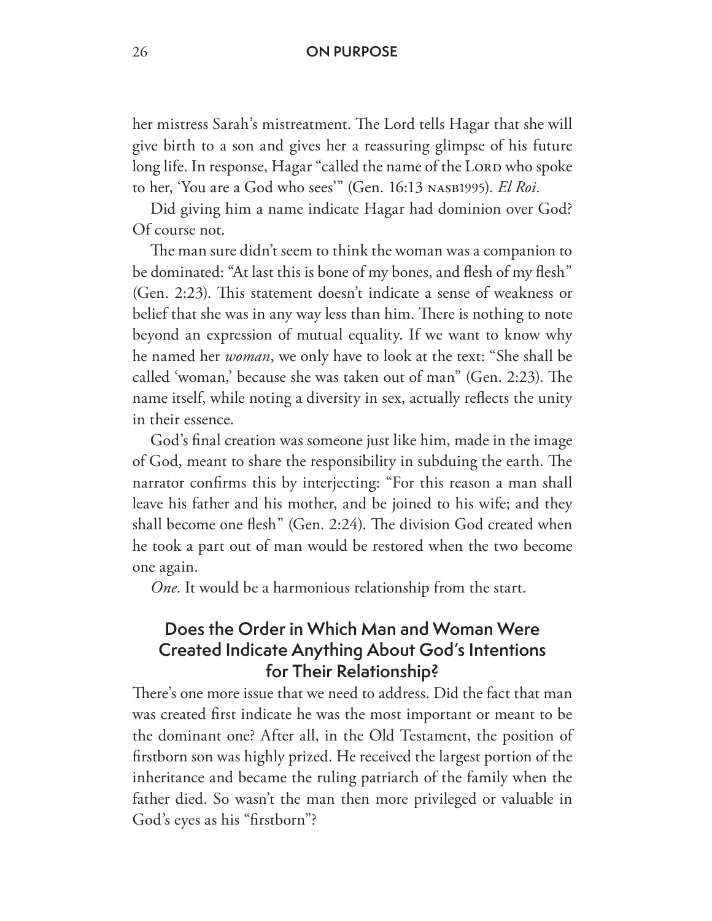her mistress Sarah's mistreatment. The Lord tells Hagar that she will give birth to a son and gives her a reassuring glimpse of his future long life. In response, Hagar "called the name of the LORD who spoke to her, 'You are a God who sees'" (Gen. 16:13 NASB1995). *El Roi*.

Did giving him a name indicate Hagar had dominion over God? Of course not.

The man sure didn't seem to think the woman was a companion to be dominated: "At last this is bone of my bones, and flesh of my flesh" (Gen. 2:23). This statement doesn't indicate a sense of weakness or belief that she was in any way less than him. There is nothing to note beyond an expression of mutual equality. If we want to know why he named her *woman*, we only have to look at the text: "She shall be called 'woman,' because she was taken out of man" (Gen. 2:23). The name itself, while noting a diversity in sex, actually reflects the unity in their essence.

God's final creation was someone just like him, made in the image of God, meant to share the responsibility in subduing the earth. The narrator confirms this by interjecting: "For this reason a man shall leave his father and his mother, and be joined to his wife; and they shall become one flesh" (Gen. 2:24). The division God created when he took a part out of man would be restored when the two become one again.

*One*. It would be a harmonious relationship from the start.

## Does the Order in Which Man and Woman Were Created Indicate Anything About God's Intentions for Their Relationship?

There's one more issue that we need to address. Did the fact that man was created first indicate he was the most important or meant to be the dominant one? After all, in the Old Testament, the position of firstborn son was highly prized. He received the largest portion of the inheritance and became the ruling patriarch of the family when the father died. So wasn't the man then more privileged or valuable in God's eyes as his "firstborn"?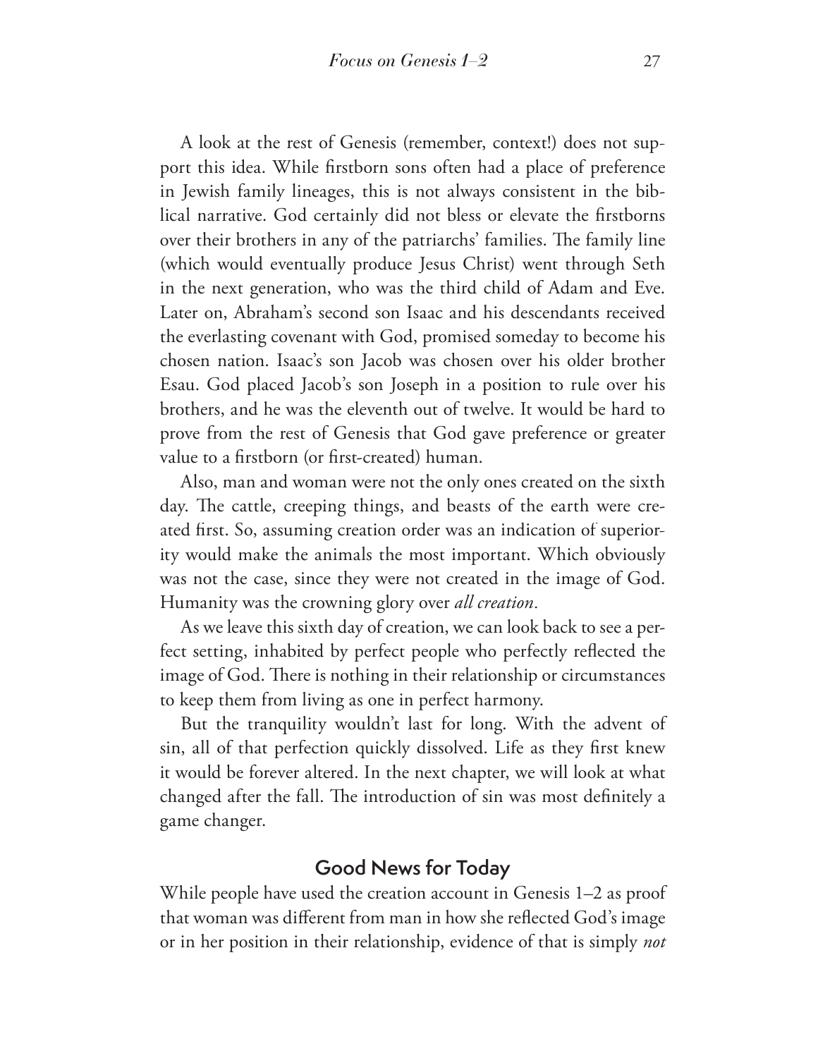A look at the rest of Genesis (remember, context!) does not support this idea. While firstborn sons often had a place of preference in Jewish family lineages, this is not always consistent in the biblical narrative. God certainly did not bless or elevate the firstborns over their brothers in any of the patriarchs' families. The family line (which would eventually produce Jesus Christ) went through Seth in the next generation, who was the third child of Adam and Eve. Later on, Abraham's second son Isaac and his descendants received the everlasting covenant with God, promised someday to become his chosen nation. Isaac's son Jacob was chosen over his older brother Esau. God placed Jacob's son Joseph in a position to rule over his brothers, and he was the eleventh out of twelve. It would be hard to prove from the rest of Genesis that God gave preference or greater value to a firstborn (or first-created) human.

Also, man and woman were not the only ones created on the sixth day. The cattle, creeping things, and beasts of the earth were created first. So, assuming creation order was an indication of superiority would make the animals the most important. Which obviously was not the case, since they were not created in the image of God. Humanity was the crowning glory over *all creation*.

As we leave this sixth day of creation, we can look back to see a perfect setting, inhabited by perfect people who perfectly reflected the image of God. There is nothing in their relationship or circumstances to keep them from living as one in perfect harmony.

But the tranquility wouldn't last for long. With the advent of sin, all of that perfection quickly dissolved. Life as they first knew it would be forever altered. In the next chapter, we will look at what changed after the fall. The introduction of sin was most definitely a game changer.

## Good News for Today

While people have used the creation account in Genesis 1–2 as proof that woman was different from man in how she reflected God's image or in her position in their relationship, evidence of that is simply *not*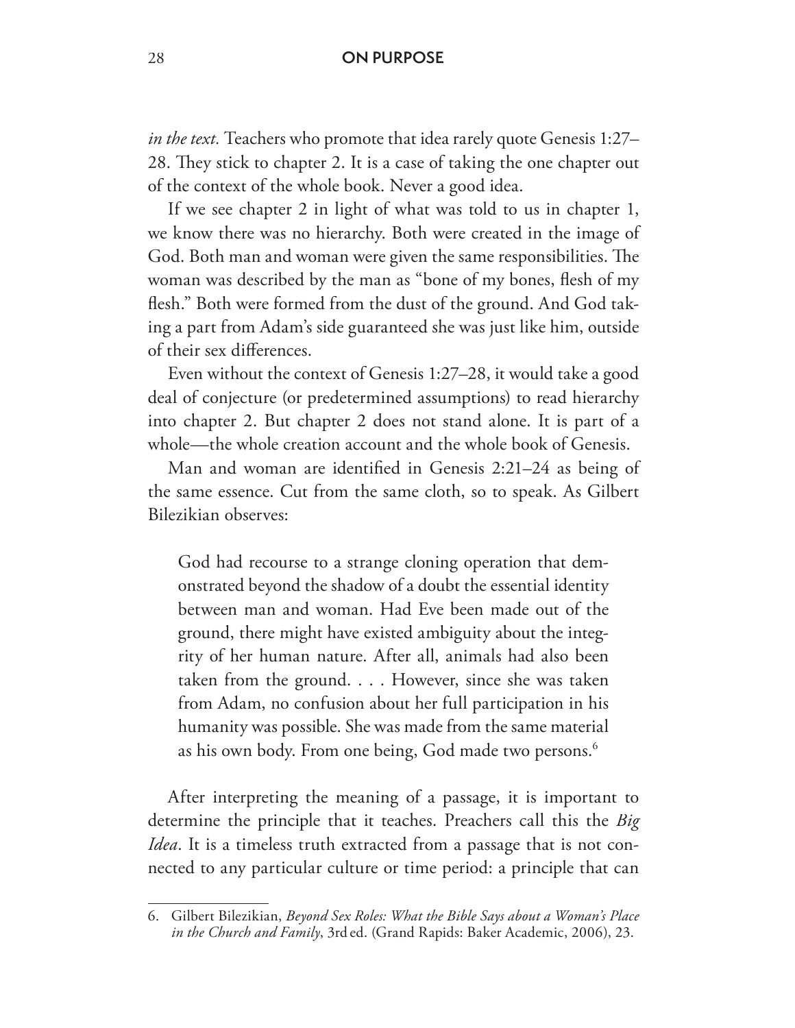*in the text.* Teachers who promote that idea rarely quote Genesis 1:27–28. They stick to chapter 2. It is a case of taking the one chapter out of the context of the whole book. Never a good idea.

If we see chapter 2 in light of what was told to us in chapter 1, we know there was no hierarchy. Both were created in the image of God. Both man and woman were given the same responsibilities. The woman was described by the man as "bone of my bones, flesh of my flesh." Both were formed from the dust of the ground. And God taking a part from Adam's side guaranteed she was just like him, outside of their sex differences.

Even without the context of Genesis 1:27–28, it would take a good deal of conjecture (or predetermined assumptions) to read hierarchy into chapter 2. But chapter 2 does not stand alone. It is part of a whole—the whole creation account and the whole book of Genesis.

Man and woman are identified in Genesis 2:21–24 as being of the same essence. Cut from the same cloth, so to speak. As Gilbert Bilezikian observes:

> God had recourse to a strange cloning operation that demonstrated beyond the shadow of a doubt the essential identity between man and woman. Had Eve been made out of the ground, there might have existed ambiguity about the integrity of her human nature. After all, animals had also been taken from the ground. . . . However, since she was taken from Adam, no confusion about her full participation in his humanity was possible. She was made from the same material as his own body. From one being, God made two persons.[6]

After interpreting the meaning of a passage, it is important to determine the principle that it teaches. Preachers call this the *Big Idea*. It is a timeless truth extracted from a passage that is not connected to any particular culture or time period: a principle that can

---

6. Gilbert Bilezikian, *Beyond Sex Roles: What the Bible Says about a Woman's Place in the Church and Family*, 3rd ed. (Grand Rapids: Baker Academic, 2006), 23.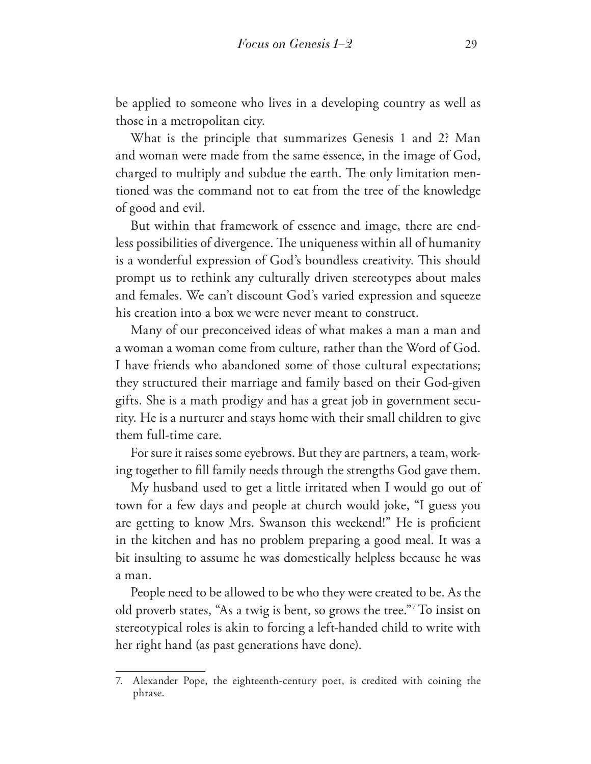be applied to someone who lives in a developing country as well as those in a metropolitan city.

What is the principle that summarizes Genesis 1 and 2? Man and woman were made from the same essence, in the image of God, charged to multiply and subdue the earth. The only limitation mentioned was the command not to eat from the tree of the knowledge of good and evil.

But within that framework of essence and image, there are endless possibilities of divergence. The uniqueness within all of humanity is a wonderful expression of God's boundless creativity. This should prompt us to rethink any culturally driven stereotypes about males and females. We can't discount God's varied expression and squeeze his creation into a box we were never meant to construct.

Many of our preconceived ideas of what makes a man a man and a woman a woman come from culture, rather than the Word of God. I have friends who abandoned some of those cultural expectations; they structured their marriage and family based on their God-given gifts. She is a math prodigy and has a great job in government security. He is a nurturer and stays home with their small children to give them full-time care.

For sure it raises some eyebrows. But they are partners, a team, working together to fill family needs through the strengths God gave them.

My husband used to get a little irritated when I would go out of town for a few days and people at church would joke, "I guess you are getting to know Mrs. Swanson this weekend!" He is proficient in the kitchen and has no problem preparing a good meal. It was a bit insulting to assume he was domestically helpless because he was a man.

People need to be allowed to be who they were created to be. As the old proverb states, "As a twig is bent, so grows the tree."[7] To insist on stereotypical roles is akin to forcing a left-handed child to write with her right hand (as past generations have done).

---

7. Alexander Pope, the eighteenth-century poet, is credited with coining the phrase.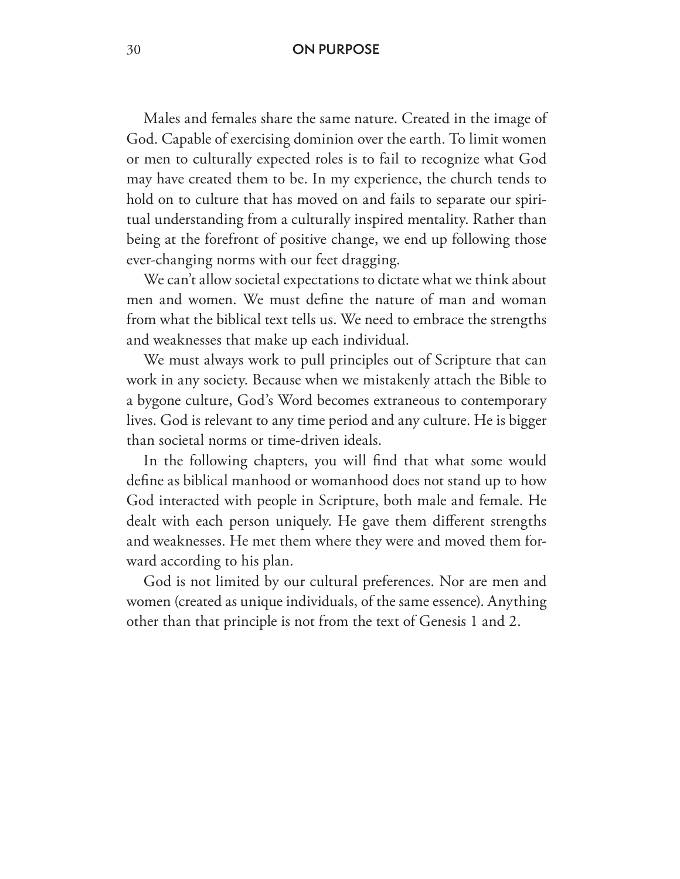Males and females share the same nature. Created in the image of God. Capable of exercising dominion over the earth. To limit women or men to culturally expected roles is to fail to recognize what God may have created them to be. In my experience, the church tends to hold on to culture that has moved on and fails to separate our spiritual understanding from a culturally inspired mentality. Rather than being at the forefront of positive change, we end up following those ever-changing norms with our feet dragging.

We can't allow societal expectations to dictate what we think about men and women. We must define the nature of man and woman from what the biblical text tells us. We need to embrace the strengths and weaknesses that make up each individual.

We must always work to pull principles out of Scripture that can work in any society. Because when we mistakenly attach the Bible to a bygone culture, God's Word becomes extraneous to contemporary lives. God is relevant to any time period and any culture. He is bigger than societal norms or time-driven ideals.

In the following chapters, you will find that what some would define as biblical manhood or womanhood does not stand up to how God interacted with people in Scripture, both male and female. He dealt with each person uniquely. He gave them different strengths and weaknesses. He met them where they were and moved them forward according to his plan.

God is not limited by our cultural preferences. Nor are men and women (created as unique individuals, of the same essence). Anything other than that principle is not from the text of Genesis 1 and 2.